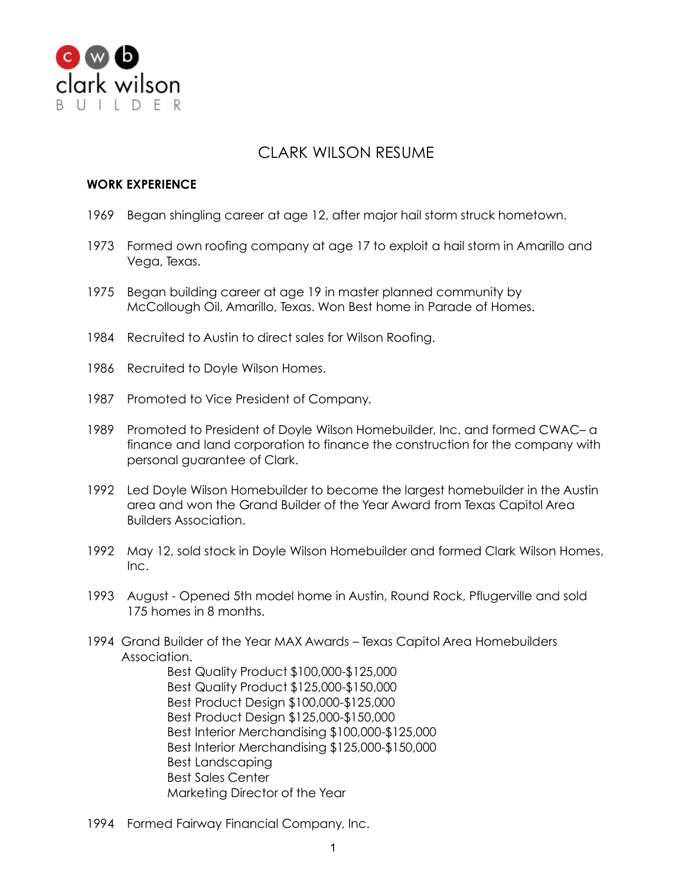clark wilson
BUILDER

# CLARK WILSON RESUME

## WORK EXPERIENCE

1969 Began shingling career at age 12, after major hail storm struck hometown.

1973 Formed own roofing company at age 17 to exploit a hail storm in Amarillo and Vega, Texas.

1975 Began building career at age 19 in master planned community by McCollough Oil, Amarillo, Texas. Won Best home in Parade of Homes.

1984 Recruited to Austin to direct sales for Wilson Roofing.

1986 Recruited to Doyle Wilson Homes.

1987 Promoted to Vice President of Company.

1989 Promoted to President of Doyle Wilson Homebuilder, Inc. and formed CWAC– a finance and land corporation to finance the construction for the company with personal guarantee of Clark.

1992 Led Doyle Wilson Homebuilder to become the largest homebuilder in the Austin area and won the Grand Builder of the Year Award from Texas Capitol Area Builders Association.

1992 May 12, sold stock in Doyle Wilson Homebuilder and formed Clark Wilson Homes, Inc.

1993 August - Opened 5th model home in Austin, Round Rock, Pflugerville and sold 175 homes in 8 months.

1994 Grand Builder of the Year MAX Awards – Texas Capitol Area Homebuilders Association.

- Best Quality Product $100,000-$125,000
- Best Quality Product $125,000-$150,000
- Best Product Design $100,000-$125,000
- Best Product Design $125,000-$150,000
- Best Interior Merchandising $100,000-$125,000
- Best Interior Merchandising $125,000-$150,000
- Best Landscaping
- Best Sales Center
- Marketing Director of the Year

1994 Formed Fairway Financial Company, Inc.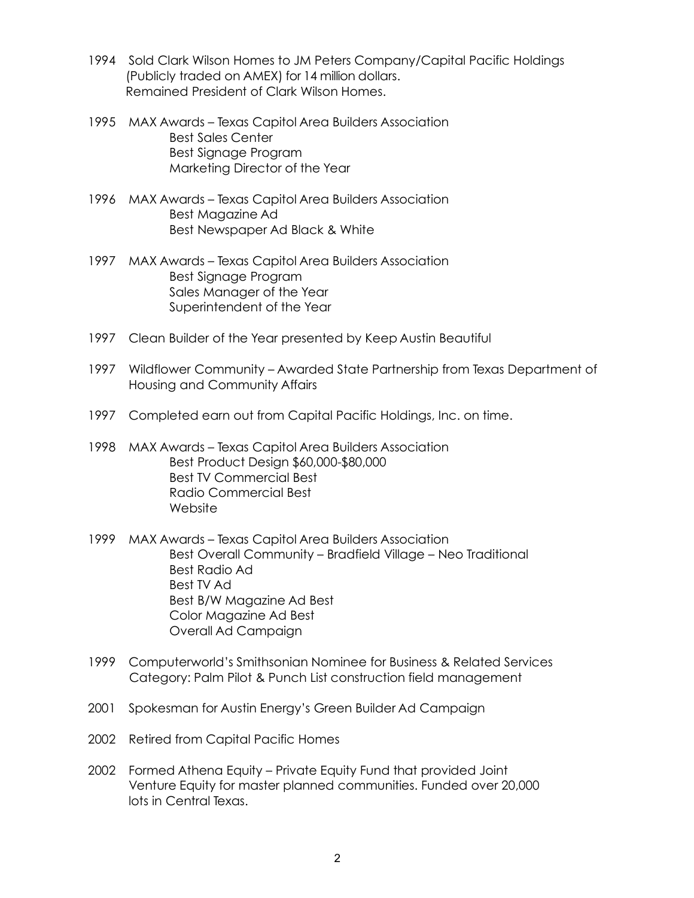1994 Sold Clark Wilson Homes to JM Peters Company/Capital Pacific Holdings (Publicly traded on AMEX) for 14 million dollars.
Remained President of Clark Wilson Homes.

1995 MAX Awards – Texas Capitol Area Builders Association
- Best Sales Center
- Best Signage Program
- Marketing Director of the Year

1996 MAX Awards – Texas Capitol Area Builders Association
- Best Magazine Ad
- Best Newspaper Ad Black & White

1997 MAX Awards – Texas Capitol Area Builders Association
- Best Signage Program
- Sales Manager of the Year
- Superintendent of the Year

1997 Clean Builder of the Year presented by Keep Austin Beautiful

1997 Wildflower Community – Awarded State Partnership from Texas Department of Housing and Community Affairs

1997 Completed earn out from Capital Pacific Holdings, Inc. on time.

1998 MAX Awards – Texas Capitol Area Builders Association
- Best Product Design $60,000-$80,000
- Best TV Commercial Best
- Radio Commercial Best
- Website

1999 MAX Awards – Texas Capitol Area Builders Association
- Best Overall Community – Bradfield Village – Neo Traditional
- Best Radio Ad
- Best TV Ad
- Best B/W Magazine Ad Best
- Color Magazine Ad Best
- Overall Ad Campaign

1999 Computerworld's Smithsonian Nominee for Business & Related Services Category: Palm Pilot & Punch List construction field management

2001 Spokesman for Austin Energy's Green Builder Ad Campaign

2002 Retired from Capital Pacific Homes

2002 Formed Athena Equity – Private Equity Fund that provided Joint Venture Equity for master planned communities. Funded over 20,000 lots in Central Texas.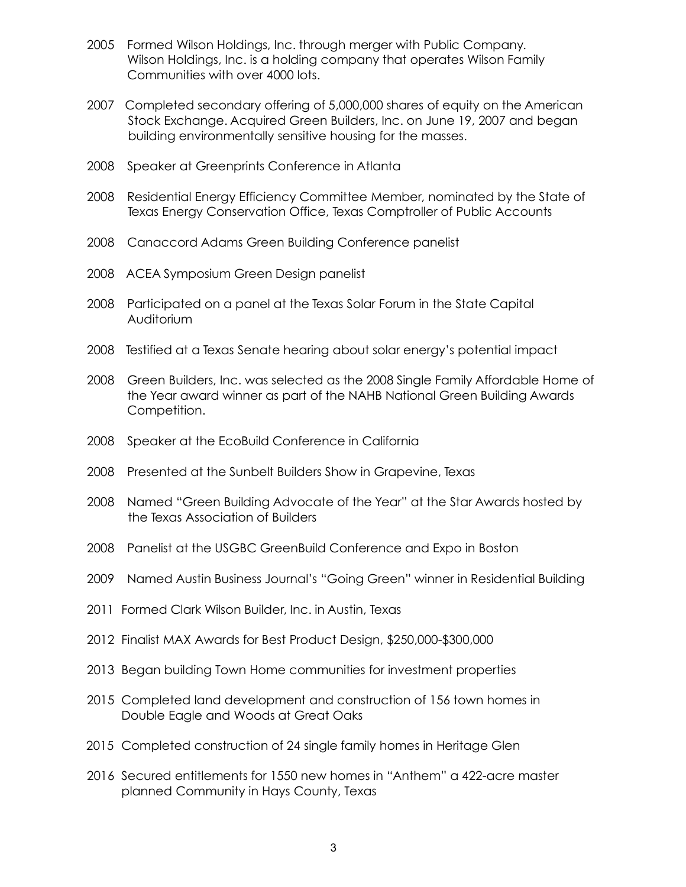2005 Formed Wilson Holdings, Inc. through merger with Public Company. Wilson Holdings, Inc. is a holding company that operates Wilson Family Communities with over 4000 lots.

2007 Completed secondary offering of 5,000,000 shares of equity on the American Stock Exchange. Acquired Green Builders, Inc. on June 19, 2007 and began building environmentally sensitive housing for the masses.

2008 Speaker at Greenprints Conference in Atlanta

2008 Residential Energy Efficiency Committee Member, nominated by the State of Texas Energy Conservation Office, Texas Comptroller of Public Accounts

2008 Canaccord Adams Green Building Conference panelist

2008 ACEA Symposium Green Design panelist

2008 Participated on a panel at the Texas Solar Forum in the State Capital Auditorium

2008 Testified at a Texas Senate hearing about solar energy's potential impact

2008 Green Builders, Inc. was selected as the 2008 Single Family Affordable Home of the Year award winner as part of the NAHB National Green Building Awards Competition.

2008 Speaker at the EcoBuild Conference in California

2008 Presented at the Sunbelt Builders Show in Grapevine, Texas

2008 Named "Green Building Advocate of the Year" at the Star Awards hosted by the Texas Association of Builders

2008 Panelist at the USGBC GreenBuild Conference and Expo in Boston

2009 Named Austin Business Journal's "Going Green" winner in Residential Building

2011 Formed Clark Wilson Builder, Inc. in Austin, Texas

2012 Finalist MAX Awards for Best Product Design, $250,000-$300,000

2013 Began building Town Home communities for investment properties

2015 Completed land development and construction of 156 town homes in Double Eagle and Woods at Great Oaks

2015 Completed construction of 24 single family homes in Heritage Glen

2016 Secured entitlements for 1550 new homes in "Anthem" a 422-acre master planned Community in Hays County, Texas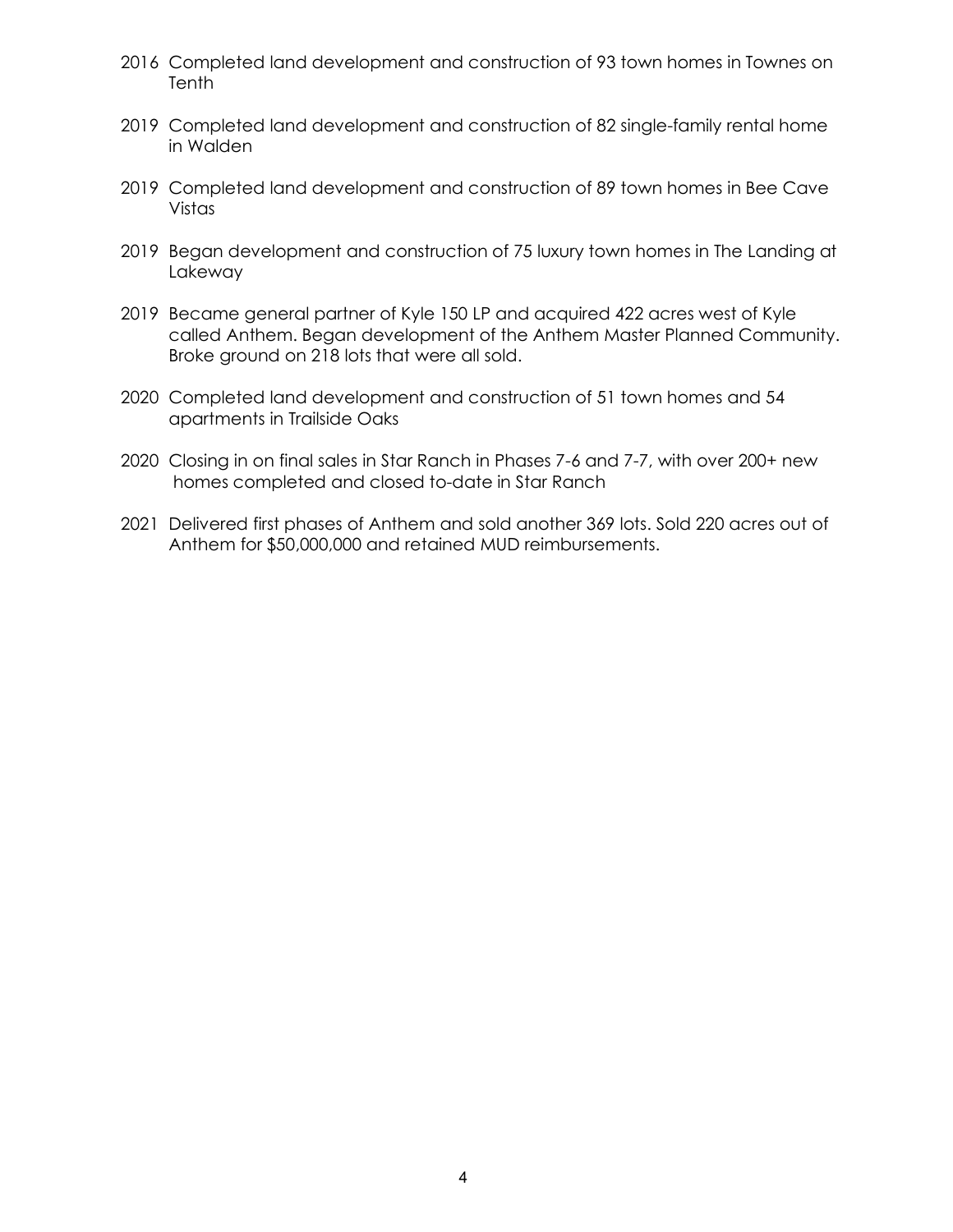2016 Completed land development and construction of 93 town homes in Townes on Tenth

2019 Completed land development and construction of 82 single-family rental home in Walden

2019 Completed land development and construction of 89 town homes in Bee Cave Vistas

2019 Began development and construction of 75 luxury town homes in The Landing at Lakeway

2019 Became general partner of Kyle 150 LP and acquired 422 acres west of Kyle called Anthem. Began development of the Anthem Master Planned Community. Broke ground on 218 lots that were all sold.

2020 Completed land development and construction of 51 town homes and 54 apartments in Trailside Oaks

2020 Closing in on final sales in Star Ranch in Phases 7-6 and 7-7, with over 200+ new homes completed and closed to-date in Star Ranch

2021 Delivered first phases of Anthem and sold another 369 lots. Sold 220 acres out of Anthem for $50,000,000 and retained MUD reimbursements.